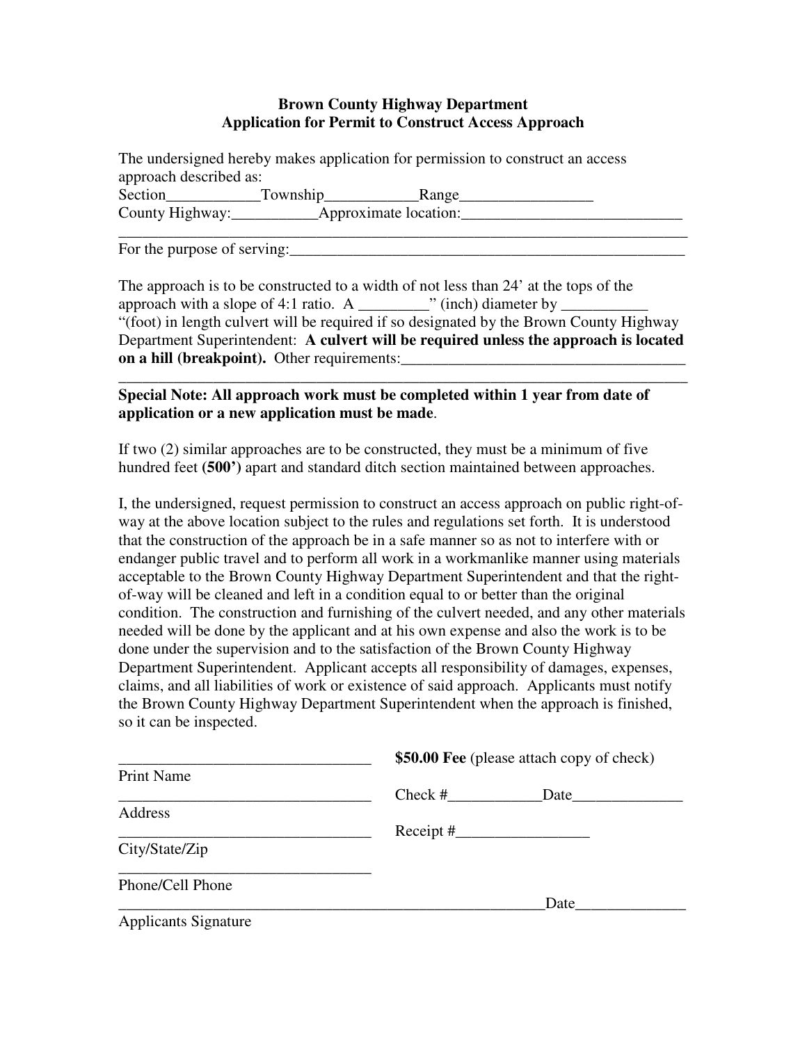**Brown County Highway Department**
**Application for Permit to Construct Access Approach**

The undersigned hereby makes application for permission to construct an access approach described as:

Section____________Township____________Range_________________

County Highway:___________Approximate location:____________________________

_____________________________________________________________________________

For the purpose of serving:____________________________________________________

The approach is to be constructed to a width of not less than 24' at the tops of the approach with a slope of 4:1 ratio. A _________" (inch) diameter by ___________ "(foot) in length culvert will be required if so designated by the Brown County Highway Department Superintendent: **A culvert will be required unless the approach is located on a hill (breakpoint).** Other requirements:_____________________________________

_____________________________________________________________________________

**Special Note: All approach work must be completed within 1 year from date of application or a new application must be made**.

If two (2) similar approaches are to be constructed, they must be a minimum of five hundred feet **(500')** apart and standard ditch section maintained between approaches.

I, the undersigned, request permission to construct an access approach on public right-of-way at the above location subject to the rules and regulations set forth. It is understood that the construction of the approach be in a safe manner so as not to interfere with or endanger public travel and to perform all work in a workmanlike manner using materials acceptable to the Brown County Highway Department Superintendent and that the right-of-way will be cleaned and left in a condition equal to or better than the original condition. The construction and furnishing of the culvert needed, and any other materials needed will be done by the applicant and at his own expense and also the work is to be done under the supervision and to the satisfaction of the Brown County Highway Department Superintendent. Applicant accepts all responsibility of damages, expenses, claims, and all liabilities of work or existence of said approach. Applicants must notify the Brown County Highway Department Superintendent when the approach is finished, so it can be inspected.

_________________________________
Print Name

_________________________________
Address

_________________________________
City/State/Zip

_________________________________
Phone/Cell Phone

**$50.00 Fee** (please attach copy of check)

Check #____________Date______________

Receipt #_________________

___________________________________________________________Date______________
Applicants Signature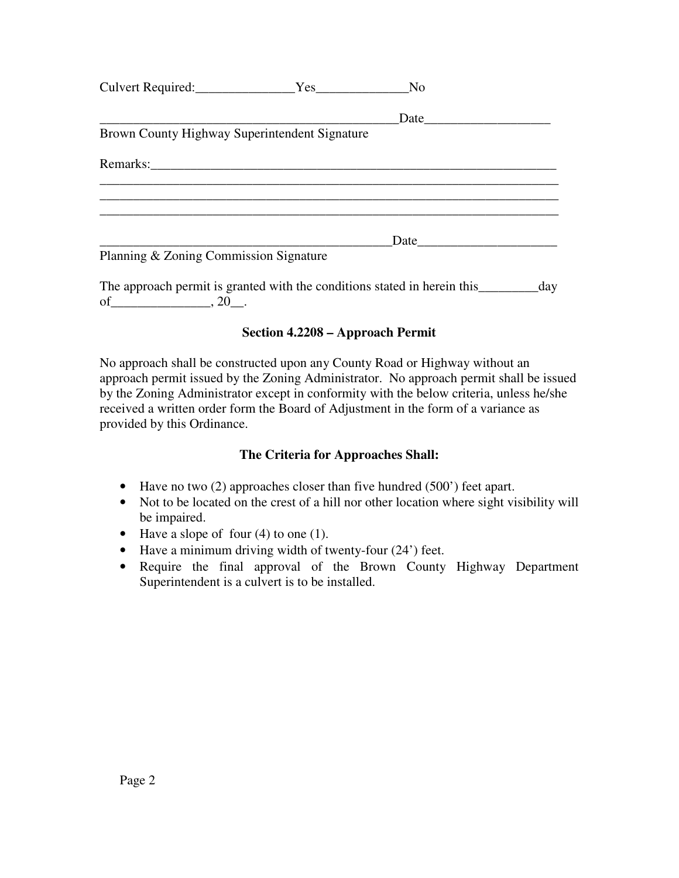Culvert Required:_______________Yes______________No

______________________________________________Date___________________

Brown County Highway Superintendent Signature

Remarks:______________________________________________________________

________________________________________________________________________

________________________________________________________________________

________________________________________________________________________

______________________________________________Date_____________________

Planning & Zoning Commission Signature

The approach permit is granted with the conditions stated in herein this_________day of_______________, 20__.

### Section 4.2208 – Approach Permit

No approach shall be constructed upon any County Road or Highway without an approach permit issued by the Zoning Administrator. No approach permit shall be issued by the Zoning Administrator except in conformity with the below criteria, unless he/she received a written order form the Board of Adjustment in the form of a variance as provided by this Ordinance.

### The Criteria for Approaches Shall:

- Have no two (2) approaches closer than five hundred (500') feet apart.
- Not to be located on the crest of a hill nor other location where sight visibility will be impaired.
- Have a slope of four (4) to one (1).
- Have a minimum driving width of twenty-four (24') feet.
- Require the final approval of the Brown County Highway Department Superintendent is a culvert is to be installed.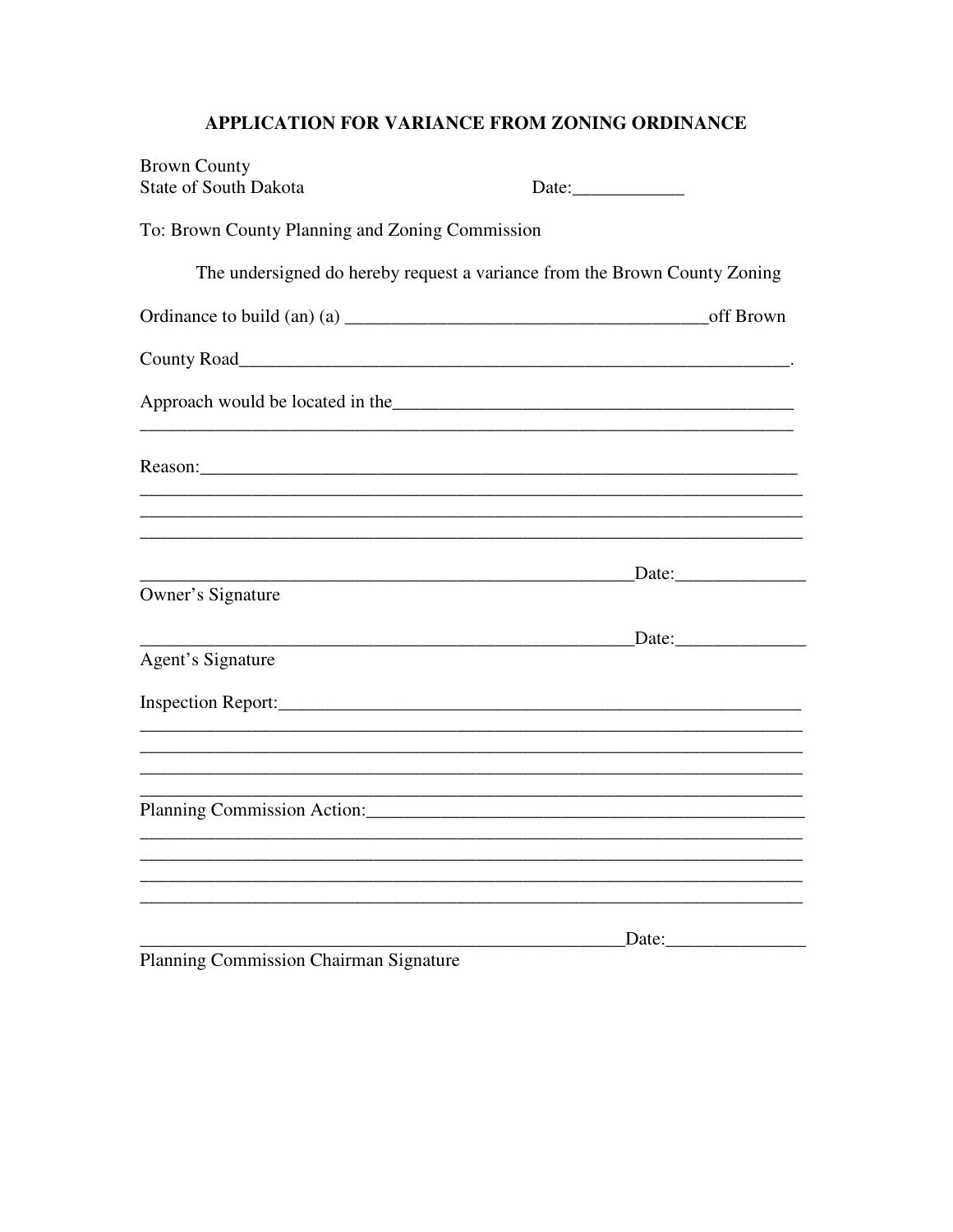# APPLICATION FOR VARIANCE FROM ZONING ORDINANCE

Brown County
State of South Dakota                                        Date:____________

To: Brown County Planning and Zoning Commission

The undersigned do hereby request a variance from the Brown County Zoning

Ordinance to build (an) (a) ________________________________________off Brown

County Road_____________________________________________________________.

Approach would be located in the___________________________________________
_______________________________________________________________________

Reason:_________________________________________________________________
_______________________________________________________________________
_______________________________________________________________________
_______________________________________________________________________

______________________________________________________Date:______________
Owner's Signature

______________________________________________________Date:______________
Agent's Signature

Inspection Report:_________________________________________________________
_______________________________________________________________________
_______________________________________________________________________
_______________________________________________________________________
_______________________________________________________________________

Planning Commission Action:_________________________________________________
_______________________________________________________________________
_______________________________________________________________________
_______________________________________________________________________
_______________________________________________________________________

______________________________________________________Date:_______________
Planning Commission Chairman Signature